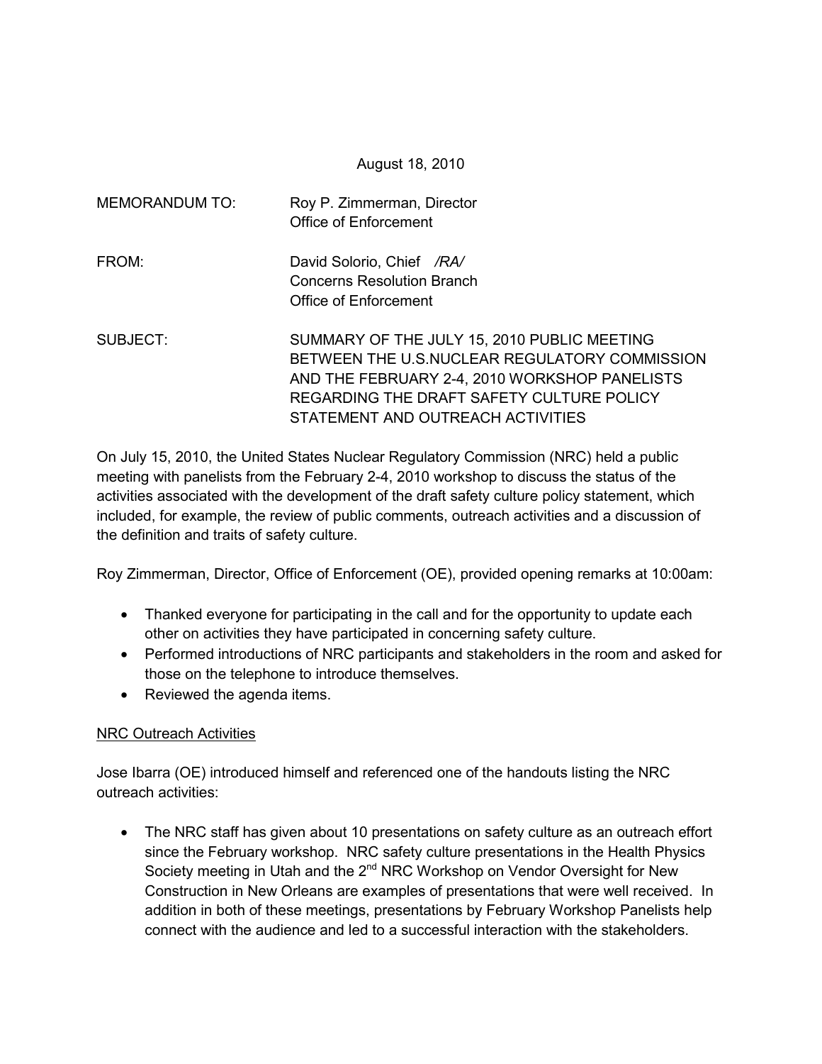August 18, 2010

MEMORANDUM TO: Roy P. Zimmerman, Director
Office of Enforcement

FROM: David Solorio, Chief /RA/
Concerns Resolution Branch
Office of Enforcement

SUBJECT: SUMMARY OF THE JULY 15, 2010 PUBLIC MEETING BETWEEN THE U.S.NUCLEAR REGULATORY COMMISSION AND THE FEBRUARY 2-4, 2010 WORKSHOP PANELISTS REGARDING THE DRAFT SAFETY CULTURE POLICY STATEMENT AND OUTREACH ACTIVITIES

On July 15, 2010, the United States Nuclear Regulatory Commission (NRC) held a public meeting with panelists from the February 2-4, 2010 workshop to discuss the status of the activities associated with the development of the draft safety culture policy statement, which included, for example, the review of public comments, outreach activities and a discussion of the definition and traits of safety culture.

Roy Zimmerman, Director, Office of Enforcement (OE), provided opening remarks at 10:00am:

- Thanked everyone for participating in the call and for the opportunity to update each other on activities they have participated in concerning safety culture.
- Performed introductions of NRC participants and stakeholders in the room and asked for those on the telephone to introduce themselves.
- Reviewed the agenda items.

NRC Outreach Activities

Jose Ibarra (OE) introduced himself and referenced one of the handouts listing the NRC outreach activities:

- The NRC staff has given about 10 presentations on safety culture as an outreach effort since the February workshop. NRC safety culture presentations in the Health Physics Society meeting in Utah and the 2nd NRC Workshop on Vendor Oversight for New Construction in New Orleans are examples of presentations that were well received. In addition in both of these meetings, presentations by February Workshop Panelists help connect with the audience and led to a successful interaction with the stakeholders.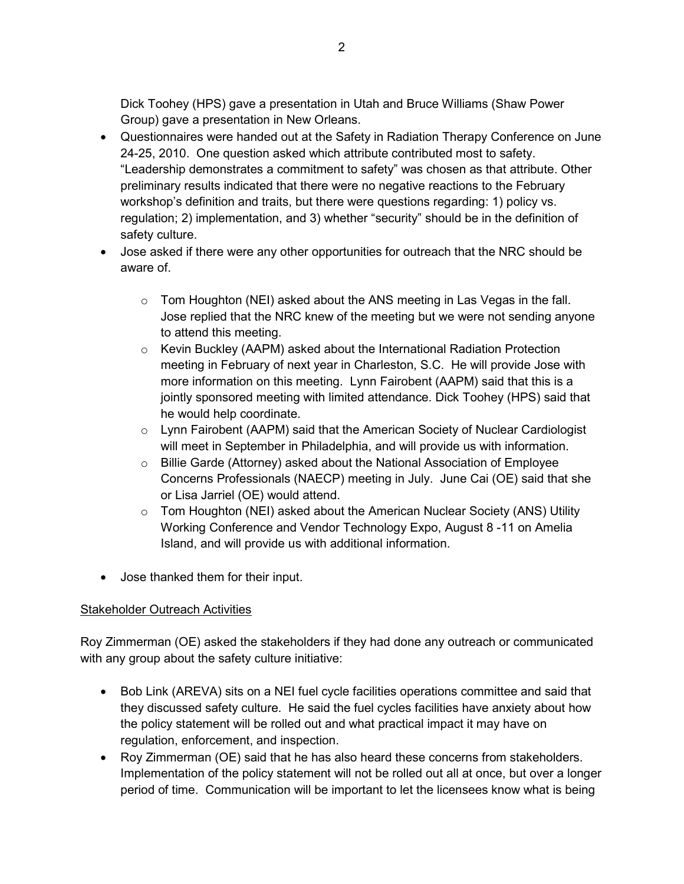Dick Toohey (HPS) gave a presentation in Utah and Bruce Williams (Shaw Power Group) gave a presentation in New Orleans.

- Questionnaires were handed out at the Safety in Radiation Therapy Conference on June 24-25, 2010. One question asked which attribute contributed most to safety. "Leadership demonstrates a commitment to safety" was chosen as that attribute. Other preliminary results indicated that there were no negative reactions to the February workshop's definition and traits, but there were questions regarding: 1) policy vs. regulation; 2) implementation, and 3) whether "security" should be in the definition of safety culture.
- Jose asked if there were any other opportunities for outreach that the NRC should be aware of.
    - Tom Houghton (NEI) asked about the ANS meeting in Las Vegas in the fall. Jose replied that the NRC knew of the meeting but we were not sending anyone to attend this meeting.
    - Kevin Buckley (AAPM) asked about the International Radiation Protection meeting in February of next year in Charleston, S.C. He will provide Jose with more information on this meeting. Lynn Fairobent (AAPM) said that this is a jointly sponsored meeting with limited attendance. Dick Toohey (HPS) said that he would help coordinate.
    - Lynn Fairobent (AAPM) said that the American Society of Nuclear Cardiologist will meet in September in Philadelphia, and will provide us with information.
    - Billie Garde (Attorney) asked about the National Association of Employee Concerns Professionals (NAECP) meeting in July. June Cai (OE) said that she or Lisa Jarriel (OE) would attend.
    - Tom Houghton (NEI) asked about the American Nuclear Society (ANS) Utility Working Conference and Vendor Technology Expo, August 8 -11 on Amelia Island, and will provide us with additional information.
- Jose thanked them for their input.

<u>Stakeholder Outreach Activities</u>

Roy Zimmerman (OE) asked the stakeholders if they had done any outreach or communicated with any group about the safety culture initiative:

- Bob Link (AREVA) sits on a NEI fuel cycle facilities operations committee and said that they discussed safety culture. He said the fuel cycles facilities have anxiety about how the policy statement will be rolled out and what practical impact it may have on regulation, enforcement, and inspection.
- Roy Zimmerman (OE) said that he has also heard these concerns from stakeholders. Implementation of the policy statement will not be rolled out all at once, but over a longer period of time. Communication will be important to let the licensees know what is being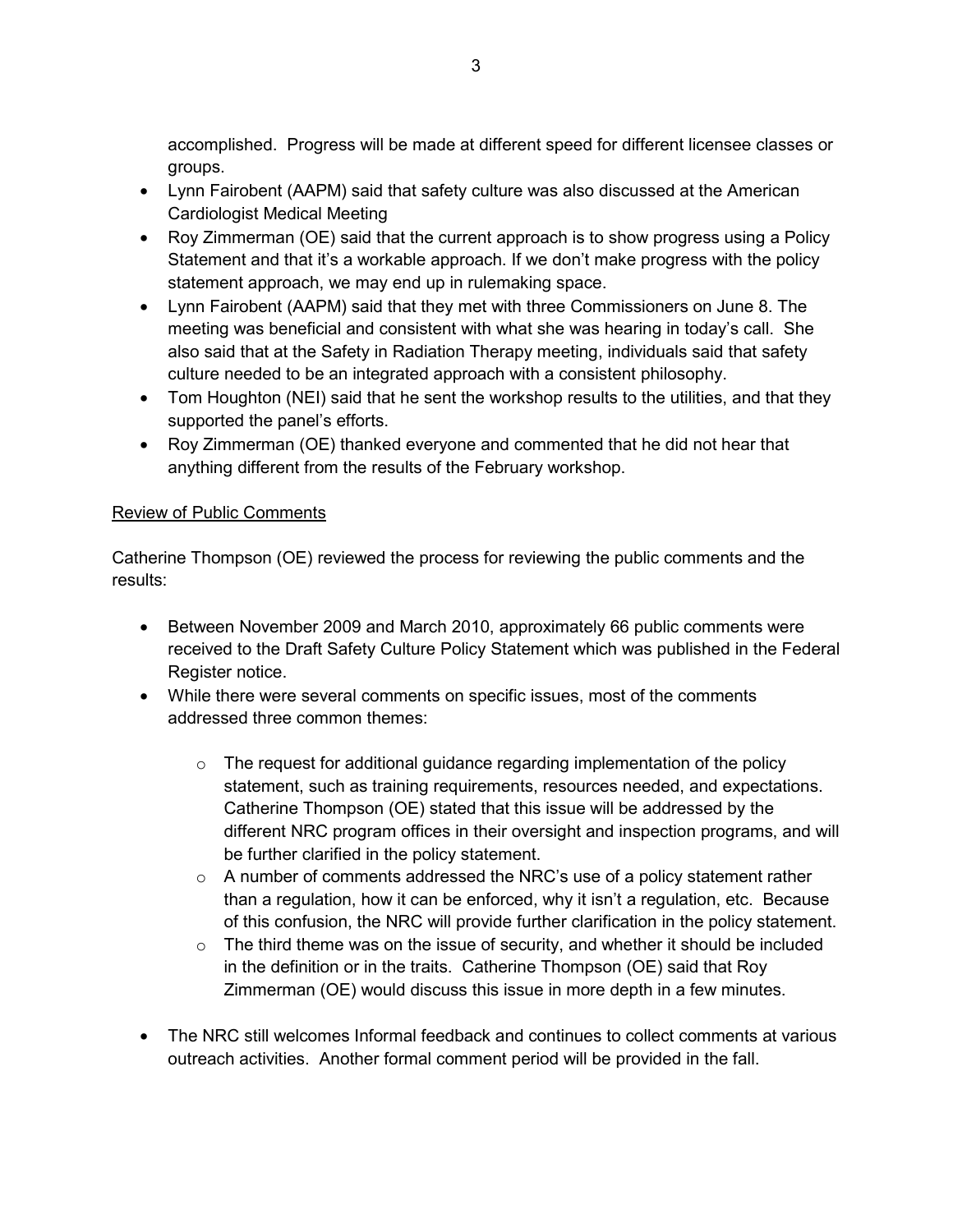accomplished. Progress will be made at different speed for different licensee classes or groups.

- Lynn Fairobent (AAPM) said that safety culture was also discussed at the American Cardiologist Medical Meeting
- Roy Zimmerman (OE) said that the current approach is to show progress using a Policy Statement and that it's a workable approach. If we don't make progress with the policy statement approach, we may end up in rulemaking space.
- Lynn Fairobent (AAPM) said that they met with three Commissioners on June 8. The meeting was beneficial and consistent with what she was hearing in today's call. She also said that at the Safety in Radiation Therapy meeting, individuals said that safety culture needed to be an integrated approach with a consistent philosophy.
- Tom Houghton (NEI) said that he sent the workshop results to the utilities, and that they supported the panel's efforts.
- Roy Zimmerman (OE) thanked everyone and commented that he did not hear that anything different from the results of the February workshop.

<u>Review of Public Comments</u>

Catherine Thompson (OE) reviewed the process for reviewing the public comments and the results:

- Between November 2009 and March 2010, approximately 66 public comments were received to the Draft Safety Culture Policy Statement which was published in the Federal Register notice.
- While there were several comments on specific issues, most of the comments addressed three common themes:
  - The request for additional guidance regarding implementation of the policy statement, such as training requirements, resources needed, and expectations. Catherine Thompson (OE) stated that this issue will be addressed by the different NRC program offices in their oversight and inspection programs, and will be further clarified in the policy statement.
  - A number of comments addressed the NRC's use of a policy statement rather than a regulation, how it can be enforced, why it isn't a regulation, etc. Because of this confusion, the NRC will provide further clarification in the policy statement.
  - The third theme was on the issue of security, and whether it should be included in the definition or in the traits. Catherine Thompson (OE) said that Roy Zimmerman (OE) would discuss this issue in more depth in a few minutes.
- The NRC still welcomes Informal feedback and continues to collect comments at various outreach activities. Another formal comment period will be provided in the fall.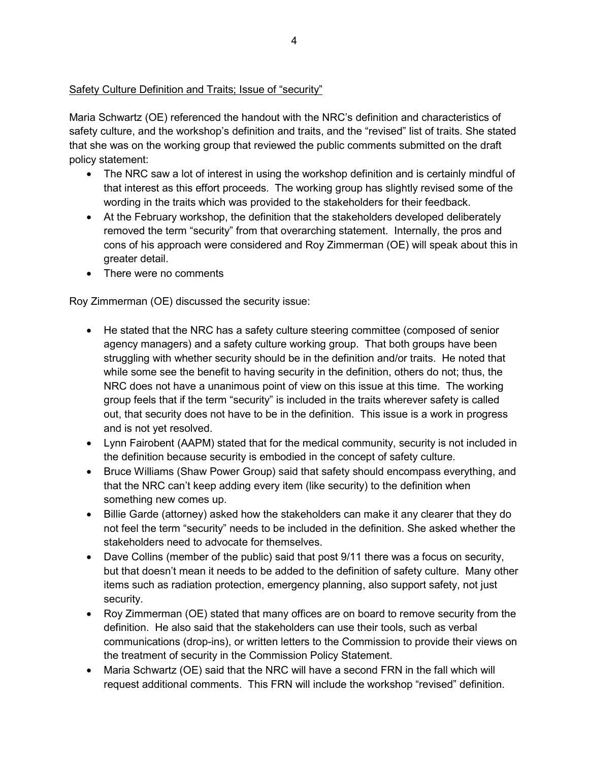Safety Culture Definition and Traits; Issue of "security"

Maria Schwartz (OE) referenced the handout with the NRC's definition and characteristics of safety culture, and the workshop's definition and traits, and the "revised" list of traits. She stated that she was on the working group that reviewed the public comments submitted on the draft policy statement:

- The NRC saw a lot of interest in using the workshop definition and is certainly mindful of that interest as this effort proceeds. The working group has slightly revised some of the wording in the traits which was provided to the stakeholders for their feedback.
- At the February workshop, the definition that the stakeholders developed deliberately removed the term "security" from that overarching statement. Internally, the pros and cons of his approach were considered and Roy Zimmerman (OE) will speak about this in greater detail.
- There were no comments

Roy Zimmerman (OE) discussed the security issue:

- He stated that the NRC has a safety culture steering committee (composed of senior agency managers) and a safety culture working group. That both groups have been struggling with whether security should be in the definition and/or traits. He noted that while some see the benefit to having security in the definition, others do not; thus, the NRC does not have a unanimous point of view on this issue at this time. The working group feels that if the term "security" is included in the traits wherever safety is called out, that security does not have to be in the definition. This issue is a work in progress and is not yet resolved.
- Lynn Fairobent (AAPM) stated that for the medical community, security is not included in the definition because security is embodied in the concept of safety culture.
- Bruce Williams (Shaw Power Group) said that safety should encompass everything, and that the NRC can't keep adding every item (like security) to the definition when something new comes up.
- Billie Garde (attorney) asked how the stakeholders can make it any clearer that they do not feel the term "security" needs to be included in the definition. She asked whether the stakeholders need to advocate for themselves.
- Dave Collins (member of the public) said that post 9/11 there was a focus on security, but that doesn't mean it needs to be added to the definition of safety culture. Many other items such as radiation protection, emergency planning, also support safety, not just security.
- Roy Zimmerman (OE) stated that many offices are on board to remove security from the definition. He also said that the stakeholders can use their tools, such as verbal communications (drop-ins), or written letters to the Commission to provide their views on the treatment of security in the Commission Policy Statement.
- Maria Schwartz (OE) said that the NRC will have a second FRN in the fall which will request additional comments. This FRN will include the workshop "revised" definition.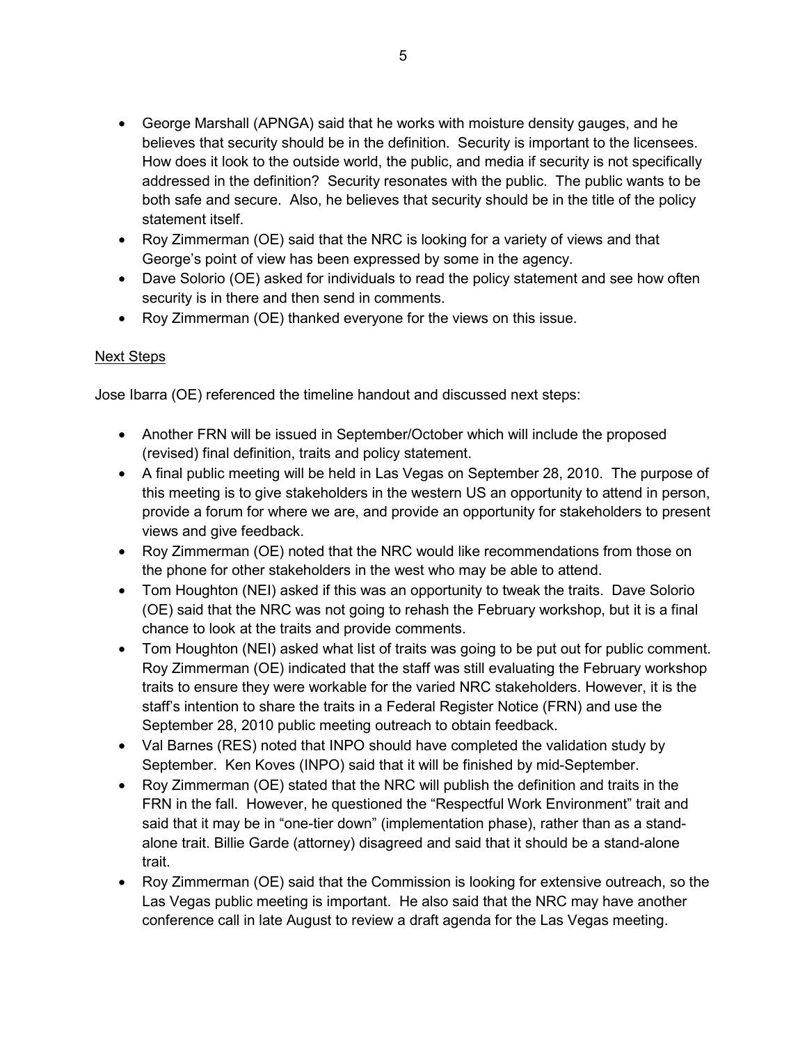- George Marshall (APNGA) said that he works with moisture density gauges, and he believes that security should be in the definition. Security is important to the licensees. How does it look to the outside world, the public, and media if security is not specifically addressed in the definition? Security resonates with the public. The public wants to be both safe and secure. Also, he believes that security should be in the title of the policy statement itself.
- Roy Zimmerman (OE) said that the NRC is looking for a variety of views and that George's point of view has been expressed by some in the agency.
- Dave Solorio (OE) asked for individuals to read the policy statement and see how often security is in there and then send in comments.
- Roy Zimmerman (OE) thanked everyone for the views on this issue.

<u>Next Steps</u>

Jose Ibarra (OE) referenced the timeline handout and discussed next steps:

- Another FRN will be issued in September/October which will include the proposed (revised) final definition, traits and policy statement.
- A final public meeting will be held in Las Vegas on September 28, 2010. The purpose of this meeting is to give stakeholders in the western US an opportunity to attend in person, provide a forum for where we are, and provide an opportunity for stakeholders to present views and give feedback.
- Roy Zimmerman (OE) noted that the NRC would like recommendations from those on the phone for other stakeholders in the west who may be able to attend.
- Tom Houghton (NEI) asked if this was an opportunity to tweak the traits. Dave Solorio (OE) said that the NRC was not going to rehash the February workshop, but it is a final chance to look at the traits and provide comments.
- Tom Houghton (NEI) asked what list of traits was going to be put out for public comment. Roy Zimmerman (OE) indicated that the staff was still evaluating the February workshop traits to ensure they were workable for the varied NRC stakeholders. However, it is the staff's intention to share the traits in a Federal Register Notice (FRN) and use the September 28, 2010 public meeting outreach to obtain feedback.
- Val Barnes (RES) noted that INPO should have completed the validation study by September. Ken Koves (INPO) said that it will be finished by mid-September.
- Roy Zimmerman (OE) stated that the NRC will publish the definition and traits in the FRN in the fall. However, he questioned the "Respectful Work Environment" trait and said that it may be in "one-tier down" (implementation phase), rather than as a stand-alone trait. Billie Garde (attorney) disagreed and said that it should be a stand-alone trait.
- Roy Zimmerman (OE) said that the Commission is looking for extensive outreach, so the Las Vegas public meeting is important. He also said that the NRC may have another conference call in late August to review a draft agenda for the Las Vegas meeting.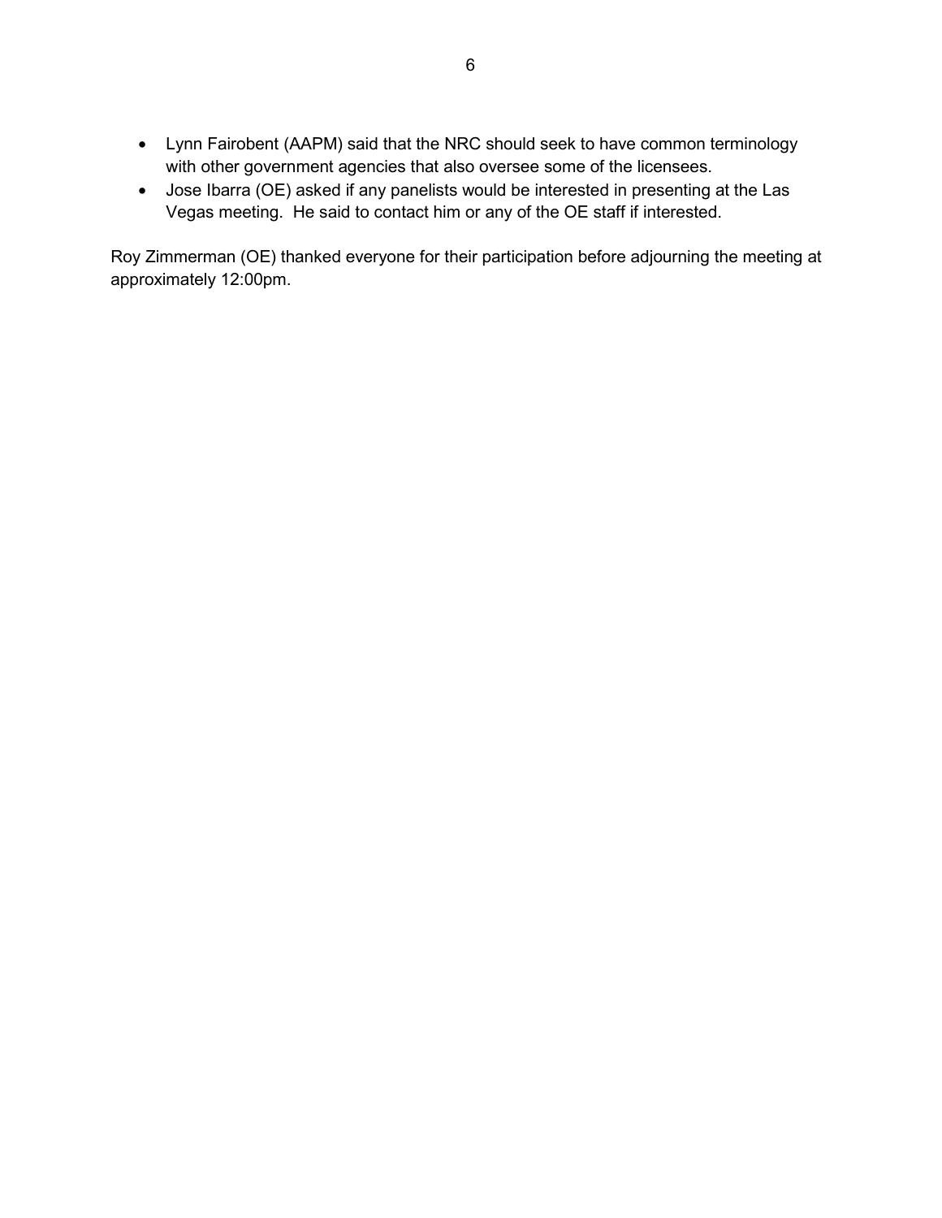- Lynn Fairobent (AAPM) said that the NRC should seek to have common terminology with other government agencies that also oversee some of the licensees.
- Jose Ibarra (OE) asked if any panelists would be interested in presenting at the Las Vegas meeting. He said to contact him or any of the OE staff if interested.

Roy Zimmerman (OE) thanked everyone for their participation before adjourning the meeting at approximately 12:00pm.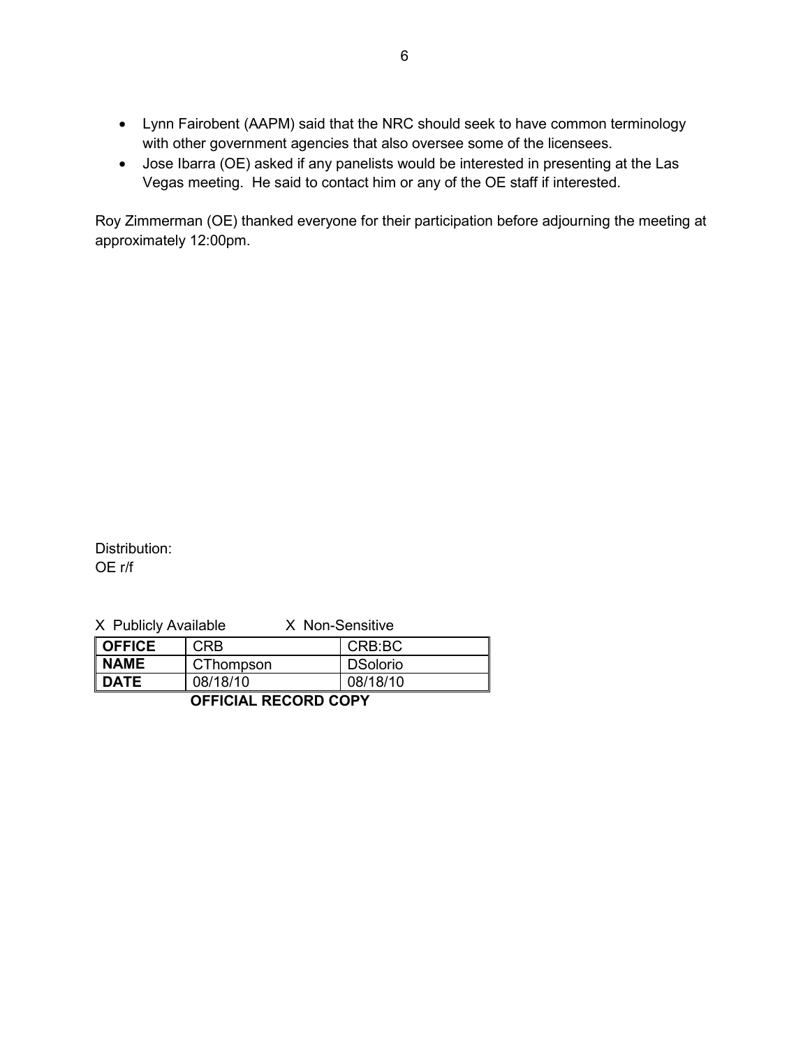- Lynn Fairobent (AAPM) said that the NRC should seek to have common terminology with other government agencies that also oversee some of the licensees.
- Jose Ibarra (OE) asked if any panelists would be interested in presenting at the Las Vegas meeting. He said to contact him or any of the OE staff if interested.

Roy Zimmerman (OE) thanked everyone for their participation before adjourning the meeting at approximately 12:00pm.

Distribution:
OE r/f

X Publicly Available X Non-Sensitive

| | | |
|---|---|---|
| **OFFICE** | CRB | CRB:BC |
| **NAME** | CThompson | DSolorio |
| **DATE** | 08/18/10 | 08/18/10 |

**OFFICIAL RECORD COPY**